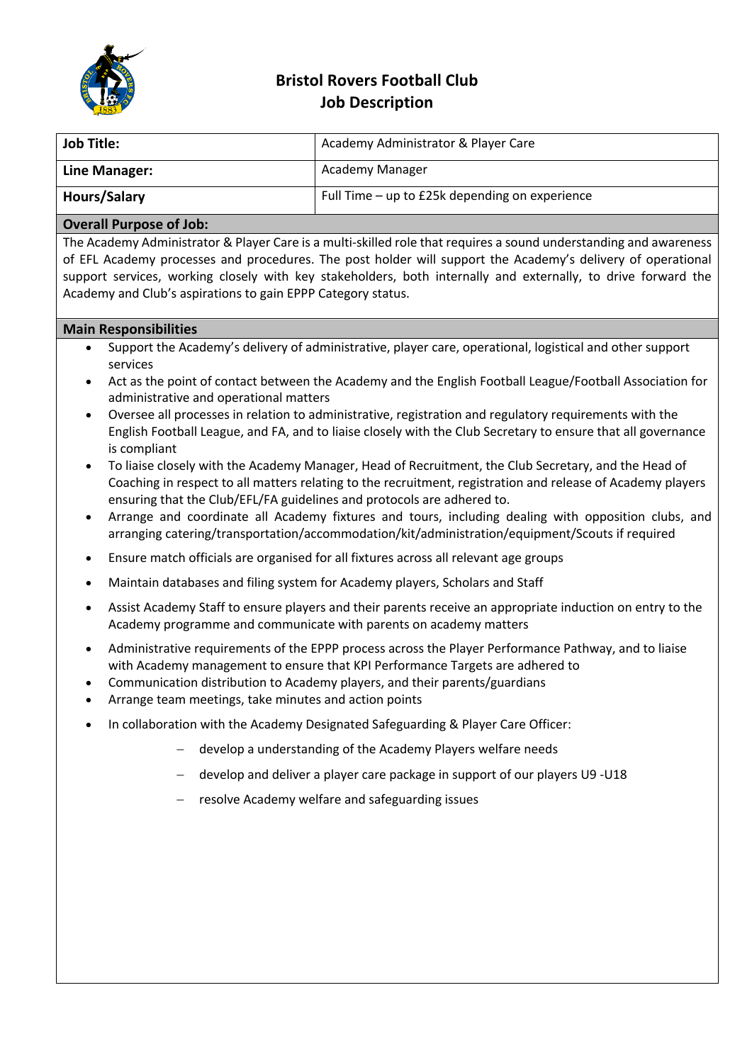# Bristol Rovers Football Club
## Job Description

| **Job Title:** | Academy Administrator & Player Care |
|---|---|
| **Line Manager:** | Academy Manager |
| **Hours/Salary** | Full Time – up to £25k depending on experience |

### Overall Purpose of Job:

The Academy Administrator & Player Care is a multi-skilled role that requires a sound understanding and awareness of EFL Academy processes and procedures. The post holder will support the Academy's delivery of operational support services, working closely with key stakeholders, both internally and externally, to drive forward the Academy and Club's aspirations to gain EPPP Category status.

### Main Responsibilities

- Support the Academy's delivery of administrative, player care, operational, logistical and other support services
- Act as the point of contact between the Academy and the English Football League/Football Association for administrative and operational matters
- Oversee all processes in relation to administrative, registration and regulatory requirements with the English Football League, and FA, and to liaise closely with the Club Secretary to ensure that all governance is compliant
- To liaise closely with the Academy Manager, Head of Recruitment, the Club Secretary, and the Head of Coaching in respect to all matters relating to the recruitment, registration and release of Academy players ensuring that the Club/EFL/FA guidelines and protocols are adhered to.
- Arrange and coordinate all Academy fixtures and tours, including dealing with opposition clubs, and arranging catering/transportation/accommodation/kit/administration/equipment/Scouts if required
- Ensure match officials are organised for all fixtures across all relevant age groups
- Maintain databases and filing system for Academy players, Scholars and Staff
- Assist Academy Staff to ensure players and their parents receive an appropriate induction on entry to the Academy programme and communicate with parents on academy matters
- Administrative requirements of the EPPP process across the Player Performance Pathway, and to liaise with Academy management to ensure that KPI Performance Targets are adhered to
- Communication distribution to Academy players, and their parents/guardians
- Arrange team meetings, take minutes and action points
- In collaboration with the Academy Designated Safeguarding & Player Care Officer:
  - develop a understanding of the Academy Players welfare needs
  - develop and deliver a player care package in support of our players U9 -U18
  - resolve Academy welfare and safeguarding issues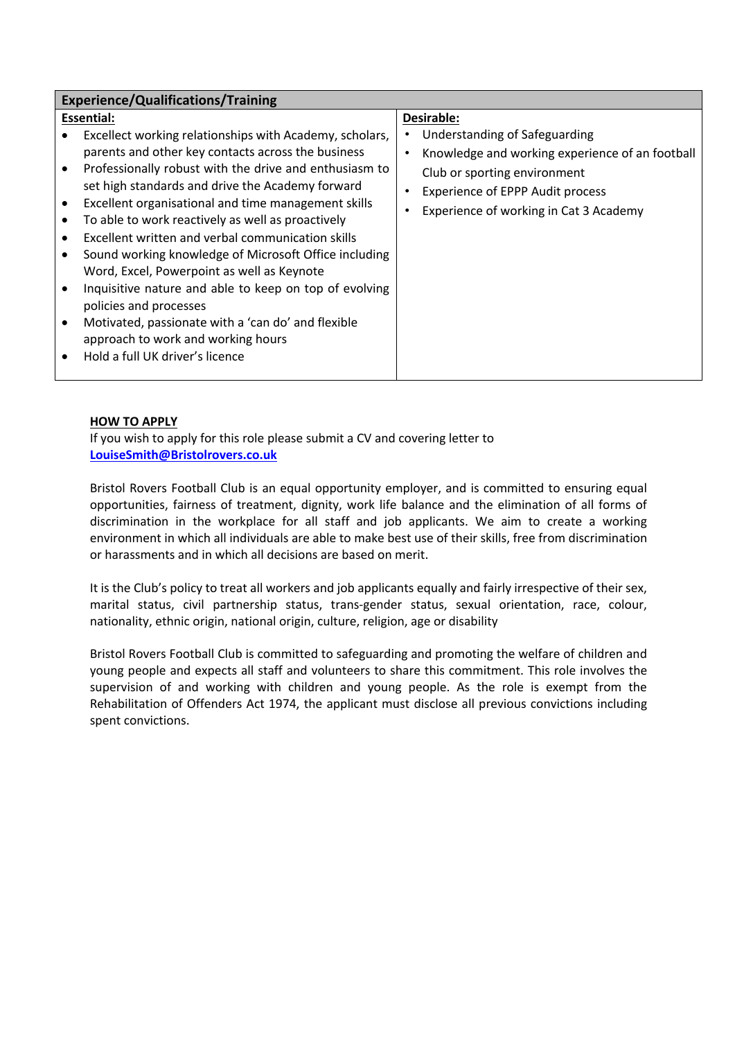| Experience/Qualifications/Training | |
|---|---|
| **Essential:**<br>• Excellect working relationships with Academy, scholars, parents and other key contacts across the business<br>• Professionally robust with the drive and enthusiasm to set high standards and drive the Academy forward<br>• Excellent organisational and time management skills<br>• To able to work reactively as well as proactively<br>• Excellent written and verbal communication skills<br>• Sound working knowledge of Microsoft Office including Word, Excel, Powerpoint as well as Keynote<br>• Inquisitive nature and able to keep on top of evolving policies and processes<br>• Motivated, passionate with a 'can do' and flexible approach to work and working hours<br>• Hold a full UK driver's licence | **Desirable:**<br>• Understanding of Safeguarding<br>• Knowledge and working experience of an football Club or sporting environment<br>• Experience of EPPP Audit process<br>• Experience of working in Cat 3 Academy |

**HOW TO APPLY**

If you wish to apply for this role please submit a CV and covering letter to **LouiseSmith@Bristolrovers.co.uk**

Bristol Rovers Football Club is an equal opportunity employer, and is committed to ensuring equal opportunities, fairness of treatment, dignity, work life balance and the elimination of all forms of discrimination in the workplace for all staff and job applicants. We aim to create a working environment in which all individuals are able to make best use of their skills, free from discrimination or harassments and in which all decisions are based on merit.

It is the Club's policy to treat all workers and job applicants equally and fairly irrespective of their sex, marital status, civil partnership status, trans-gender status, sexual orientation, race, colour, nationality, ethnic origin, national origin, culture, religion, age or disability

Bristol Rovers Football Club is committed to safeguarding and promoting the welfare of children and young people and expects all staff and volunteers to share this commitment. This role involves the supervision of and working with children and young people. As the role is exempt from the Rehabilitation of Offenders Act 1974, the applicant must disclose all previous convictions including spent convictions.